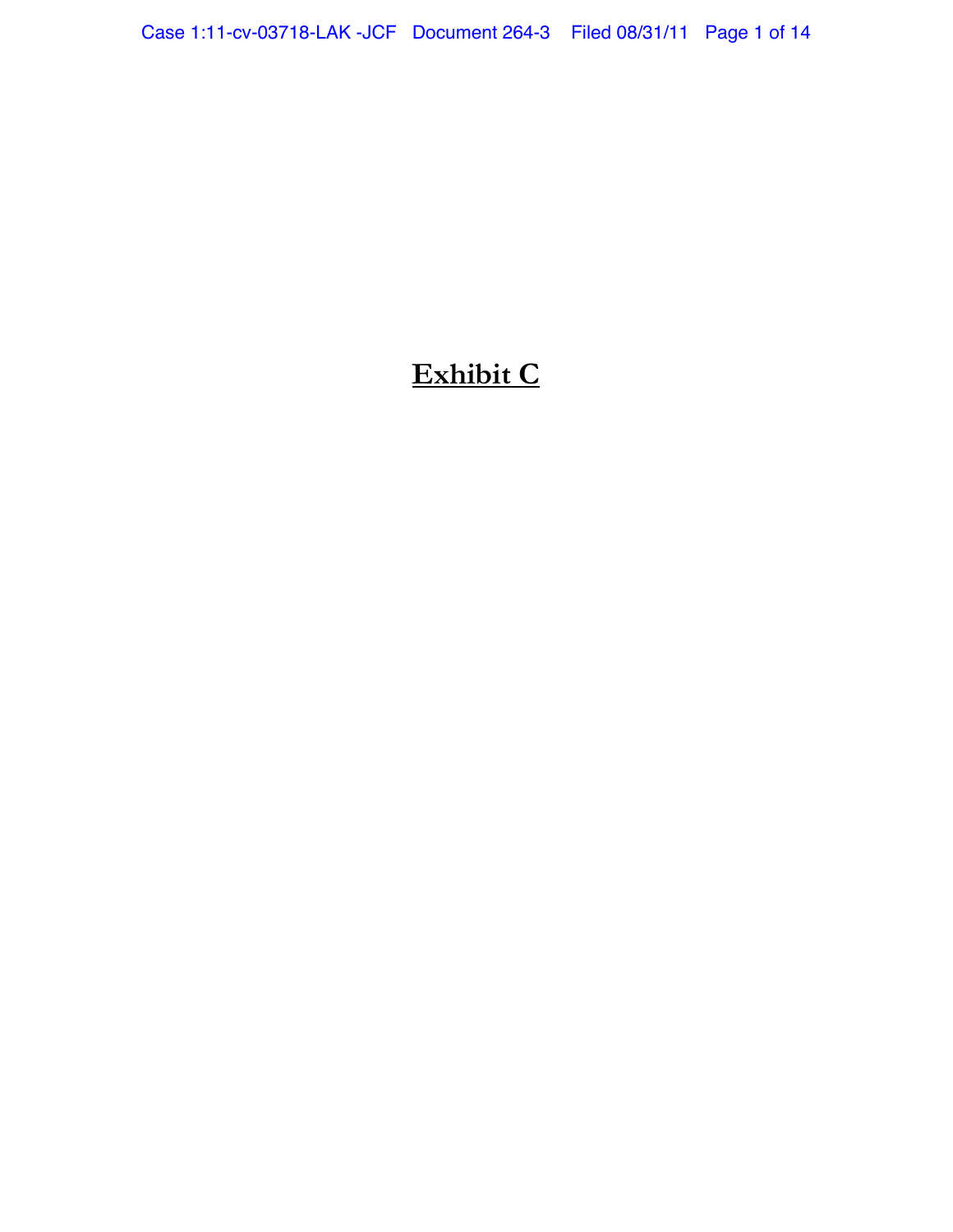# **<u>Exhibit C</u>**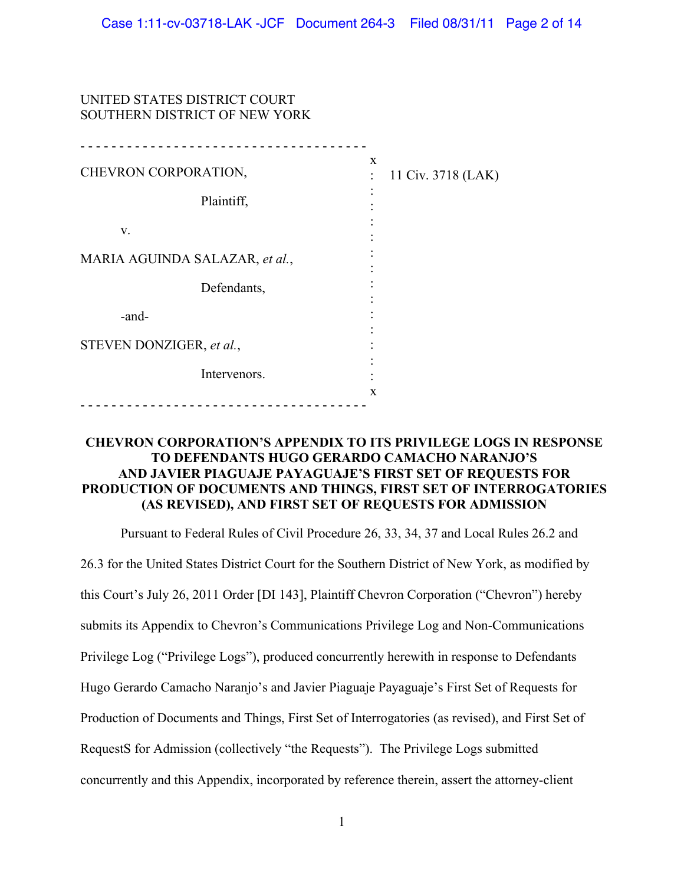UNITED STATES DISTRICT COURT
SOUTHERN DISTRICT OF NEW YORK

| | |
|---|---|
| CHEVRON CORPORATION,<br><br>Plaintiff,<br><br>v.<br><br>MARIA AGUINDA SALAZAR, *et al.*,<br><br>Defendants,<br><br>-and-<br><br>STEVEN DONZIGER, *et al.*,<br><br>Intervenors. | 11 Civ. 3718 (LAK) |

**CHEVRON CORPORATION'S APPENDIX TO ITS PRIVILEGE LOGS IN RESPONSE TO DEFENDANTS HUGO GERARDO CAMACHO NARANJO'S AND JAVIER PIAGUAJE PAYAGUAJE'S FIRST SET OF REQUESTS FOR PRODUCTION OF DOCUMENTS AND THINGS, FIRST SET OF INTERROGATORIES (AS REVISED), AND FIRST SET OF REQUESTS FOR ADMISSION**

Pursuant to Federal Rules of Civil Procedure 26, 33, 34, 37 and Local Rules 26.2 and 26.3 for the United States District Court for the Southern District of New York, as modified by this Court's July 26, 2011 Order [DI 143], Plaintiff Chevron Corporation ("Chevron") hereby submits its Appendix to Chevron's Communications Privilege Log and Non-Communications Privilege Log ("Privilege Logs"), produced concurrently herewith in response to Defendants Hugo Gerardo Camacho Naranjo's and Javier Piaguaje Payaguaje's First Set of Requests for Production of Documents and Things, First Set of Interrogatories (as revised), and First Set of RequestS for Admission (collectively "the Requests"). The Privilege Logs submitted concurrently and this Appendix, incorporated by reference therein, assert the attorney-client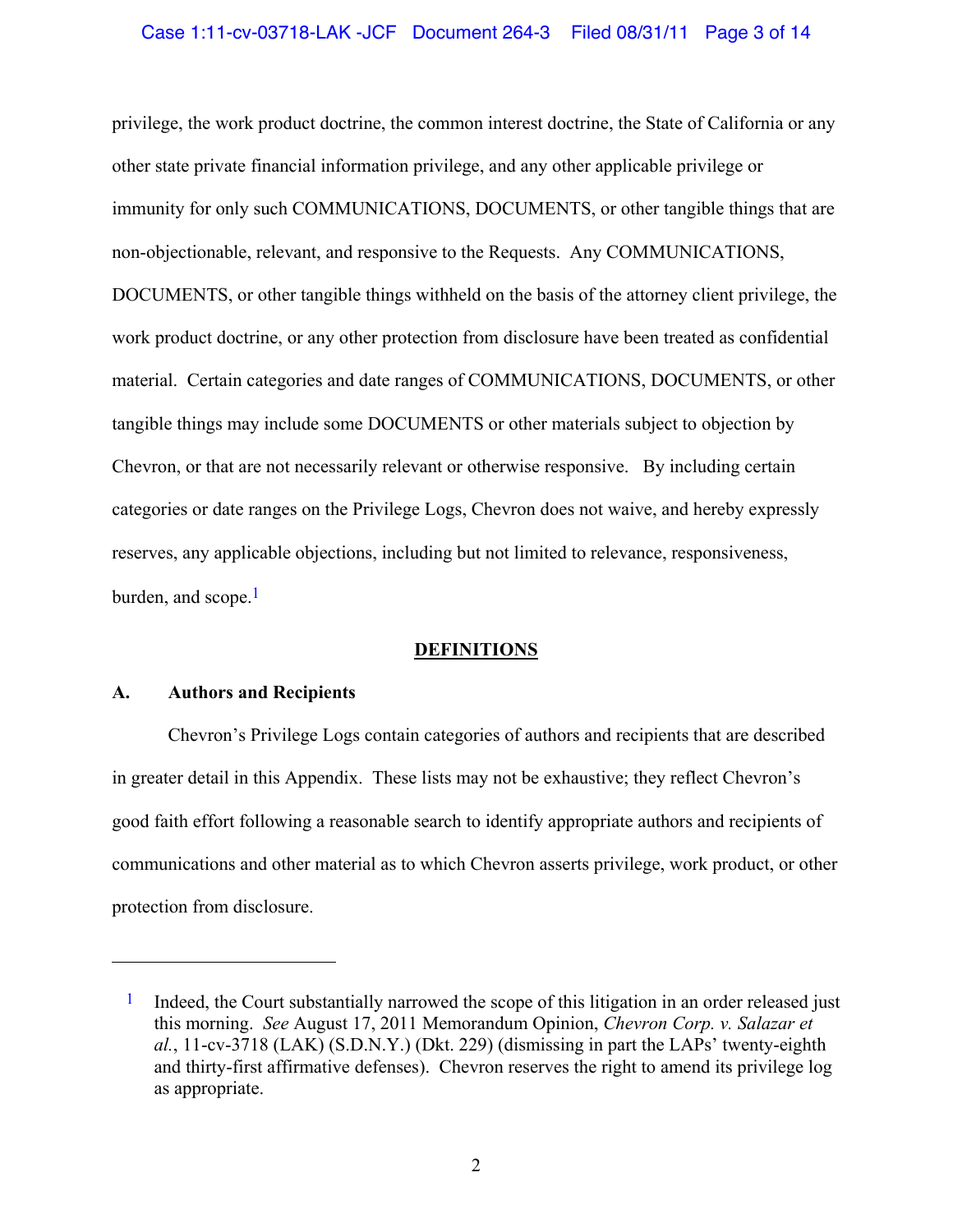privilege, the work product doctrine, the common interest doctrine, the State of California or any other state private financial information privilege, and any other applicable privilege or immunity for only such COMMUNICATIONS, DOCUMENTS, or other tangible things that are non-objectionable, relevant, and responsive to the Requests. Any COMMUNICATIONS, DOCUMENTS, or other tangible things withheld on the basis of the attorney client privilege, the work product doctrine, or any other protection from disclosure have been treated as confidential material. Certain categories and date ranges of COMMUNICATIONS, DOCUMENTS, or other tangible things may include some DOCUMENTS or other materials subject to objection by Chevron, or that are not necessarily relevant or otherwise responsive. By including certain categories or date ranges on the Privilege Logs, Chevron does not waive, and hereby expressly reserves, any applicable objections, including but not limited to relevance, responsiveness, burden, and scope.[1]

## DEFINITIONS

### A. Authors and Recipients

Chevron's Privilege Logs contain categories of authors and recipients that are described in greater detail in this Appendix. These lists may not be exhaustive; they reflect Chevron's good faith effort following a reasonable search to identify appropriate authors and recipients of communications and other material as to which Chevron asserts privilege, work product, or other protection from disclosure.

---

[1] Indeed, the Court substantially narrowed the scope of this litigation in an order released just this morning. *See* August 17, 2011 Memorandum Opinion, *Chevron Corp. v. Salazar et al.*, 11-cv-3718 (LAK) (S.D.N.Y.) (Dkt. 229) (dismissing in part the LAPs' twenty-eighth and thirty-first affirmative defenses). Chevron reserves the right to amend its privilege log as appropriate.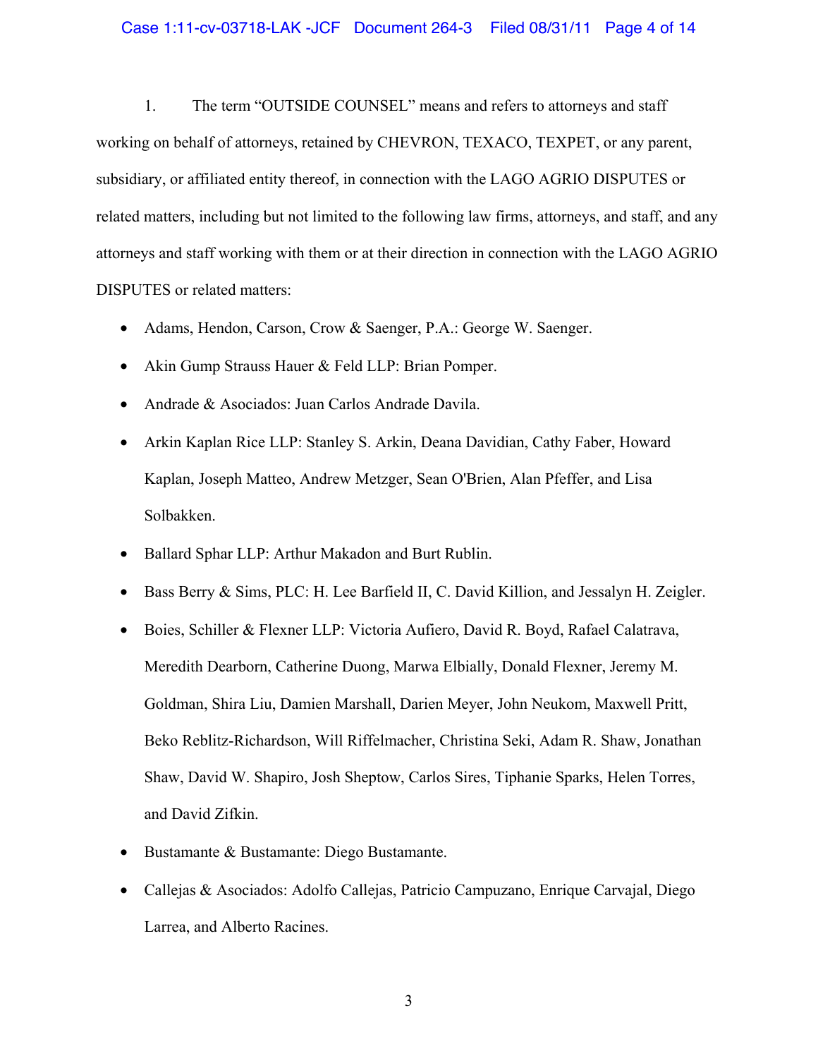1. The term "OUTSIDE COUNSEL" means and refers to attorneys and staff working on behalf of attorneys, retained by CHEVRON, TEXACO, TEXPET, or any parent, subsidiary, or affiliated entity thereof, in connection with the LAGO AGRIO DISPUTES or related matters, including but not limited to the following law firms, attorneys, and staff, and any attorneys and staff working with them or at their direction in connection with the LAGO AGRIO DISPUTES or related matters:

- Adams, Hendon, Carson, Crow & Saenger, P.A.: George W. Saenger.
- Akin Gump Strauss Hauer & Feld LLP: Brian Pomper.
- Andrade & Asociados: Juan Carlos Andrade Davila.
- Arkin Kaplan Rice LLP: Stanley S. Arkin, Deana Davidian, Cathy Faber, Howard Kaplan, Joseph Matteo, Andrew Metzger, Sean O'Brien, Alan Pfeffer, and Lisa Solbakken.
- Ballard Sphar LLP: Arthur Makadon and Burt Rublin.
- Bass Berry & Sims, PLC: H. Lee Barfield II, C. David Killion, and Jessalyn H. Zeigler.
- Boies, Schiller & Flexner LLP: Victoria Aufiero, David R. Boyd, Rafael Calatrava, Meredith Dearborn, Catherine Duong, Marwa Elbially, Donald Flexner, Jeremy M. Goldman, Shira Liu, Damien Marshall, Darien Meyer, John Neukom, Maxwell Pritt, Beko Reblitz-Richardson, Will Riffelmacher, Christina Seki, Adam R. Shaw, Jonathan Shaw, David W. Shapiro, Josh Sheptow, Carlos Sires, Tiphanie Sparks, Helen Torres, and David Zifkin.
- Bustamante & Bustamante: Diego Bustamante.
- Callejas & Asociados: Adolfo Callejas, Patricio Campuzano, Enrique Carvajal, Diego Larrea, and Alberto Racines.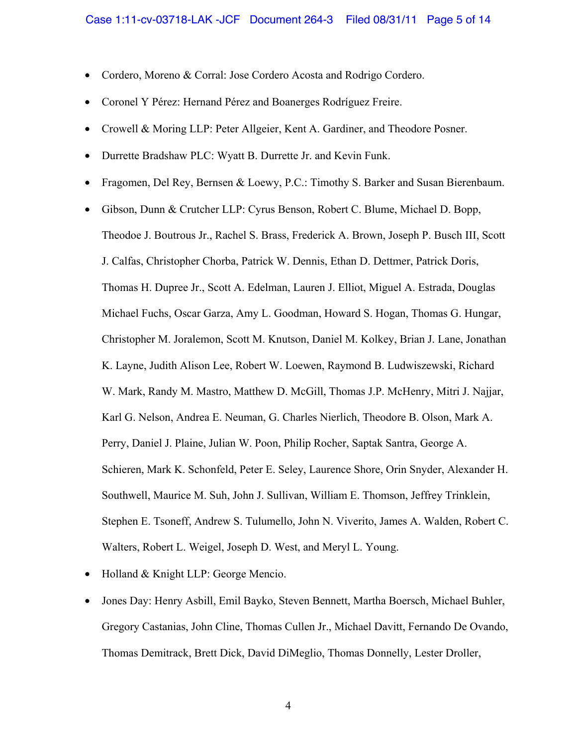- Cordero, Moreno & Corral: Jose Cordero Acosta and Rodrigo Cordero.
- Coronel Y Pérez: Hernand Pérez and Boanerges Rodríguez Freire.
- Crowell & Moring LLP: Peter Allgeier, Kent A. Gardiner, and Theodore Posner.
- Durrette Bradshaw PLC: Wyatt B. Durrette Jr. and Kevin Funk.
- Fragomen, Del Rey, Bernsen & Loewy, P.C.: Timothy S. Barker and Susan Bierenbaum.
- Gibson, Dunn & Crutcher LLP: Cyrus Benson, Robert C. Blume, Michael D. Bopp, Theodoe J. Boutrous Jr., Rachel S. Brass, Frederick A. Brown, Joseph P. Busch III, Scott J. Calfas, Christopher Chorba, Patrick W. Dennis, Ethan D. Dettmer, Patrick Doris, Thomas H. Dupree Jr., Scott A. Edelman, Lauren J. Elliot, Miguel A. Estrada, Douglas Michael Fuchs, Oscar Garza, Amy L. Goodman, Howard S. Hogan, Thomas G. Hungar, Christopher M. Joralemon, Scott M. Knutson, Daniel M. Kolkey, Brian J. Lane, Jonathan K. Layne, Judith Alison Lee, Robert W. Loewen, Raymond B. Ludwiszewski, Richard W. Mark, Randy M. Mastro, Matthew D. McGill, Thomas J.P. McHenry, Mitri J. Najjar, Karl G. Nelson, Andrea E. Neuman, G. Charles Nierlich, Theodore B. Olson, Mark A. Perry, Daniel J. Plaine, Julian W. Poon, Philip Rocher, Saptak Santra, George A. Schieren, Mark K. Schonfeld, Peter E. Seley, Laurence Shore, Orin Snyder, Alexander H. Southwell, Maurice M. Suh, John J. Sullivan, William E. Thomson, Jeffrey Trinklein, Stephen E. Tsoneff, Andrew S. Tulumello, John N. Viverito, James A. Walden, Robert C. Walters, Robert L. Weigel, Joseph D. West, and Meryl L. Young.
- Holland & Knight LLP: George Mencio.
- Jones Day: Henry Asbill, Emil Bayko, Steven Bennett, Martha Boersch, Michael Buhler, Gregory Castanias, John Cline, Thomas Cullen Jr., Michael Davitt, Fernando De Ovando, Thomas Demitrack, Brett Dick, David DiMeglio, Thomas Donnelly, Lester Droller,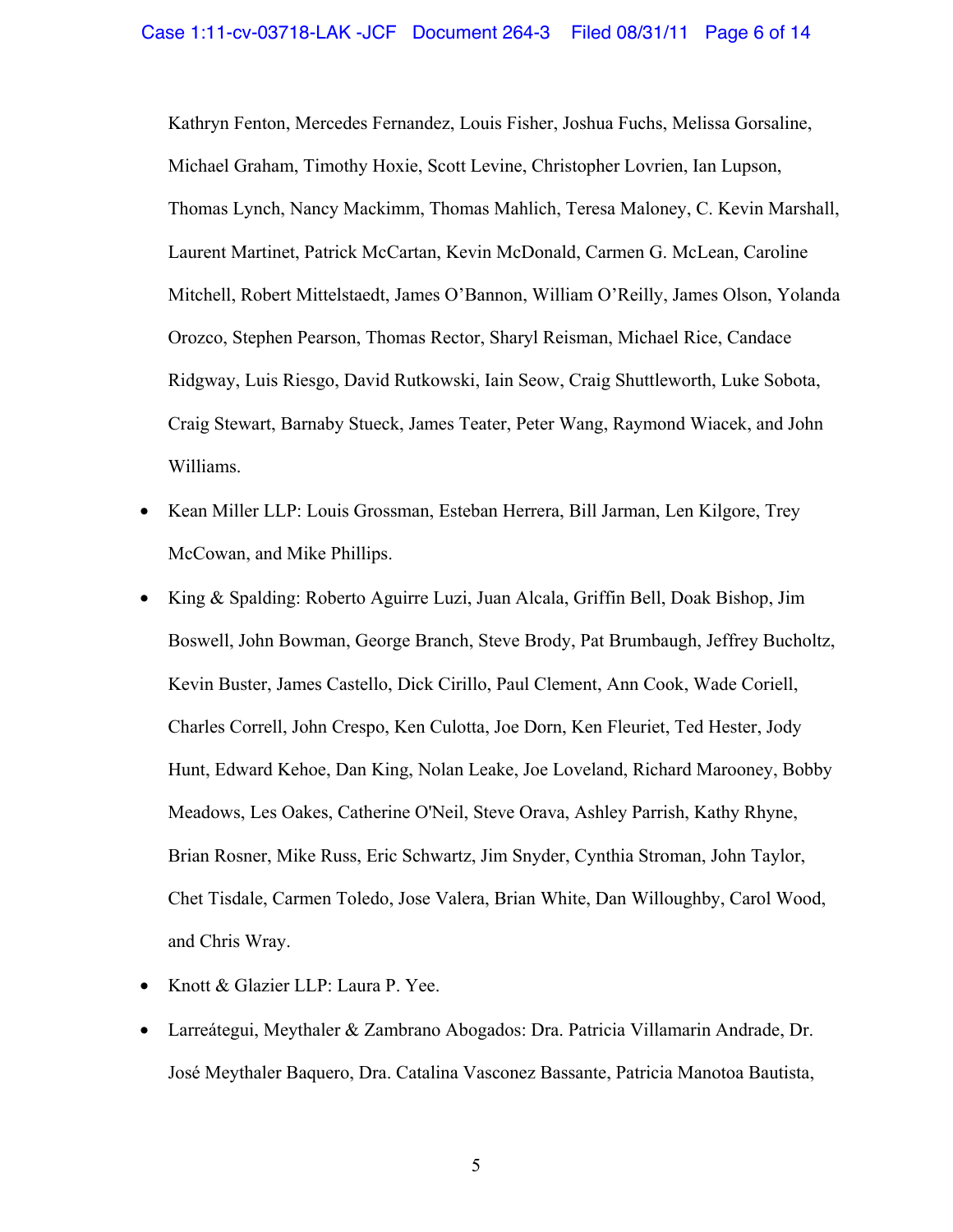Kathryn Fenton, Mercedes Fernandez, Louis Fisher, Joshua Fuchs, Melissa Gorsaline, Michael Graham, Timothy Hoxie, Scott Levine, Christopher Lovrien, Ian Lupson, Thomas Lynch, Nancy Mackimm, Thomas Mahlich, Teresa Maloney, C. Kevin Marshall, Laurent Martinet, Patrick McCartan, Kevin McDonald, Carmen G. McLean, Caroline Mitchell, Robert Mittelstaedt, James O'Bannon, William O'Reilly, James Olson, Yolanda Orozco, Stephen Pearson, Thomas Rector, Sharyl Reisman, Michael Rice, Candace Ridgway, Luis Riesgo, David Rutkowski, Iain Seow, Craig Shuttleworth, Luke Sobota, Craig Stewart, Barnaby Stueck, James Teater, Peter Wang, Raymond Wiacek, and John Williams.

- Kean Miller LLP: Louis Grossman, Esteban Herrera, Bill Jarman, Len Kilgore, Trey McCowan, and Mike Phillips.
- King & Spalding: Roberto Aguirre Luzi, Juan Alcala, Griffin Bell, Doak Bishop, Jim Boswell, John Bowman, George Branch, Steve Brody, Pat Brumbaugh, Jeffrey Bucholtz, Kevin Buster, James Castello, Dick Cirillo, Paul Clement, Ann Cook, Wade Coriell, Charles Correll, John Crespo, Ken Culotta, Joe Dorn, Ken Fleuriet, Ted Hester, Jody Hunt, Edward Kehoe, Dan King, Nolan Leake, Joe Loveland, Richard Marooney, Bobby Meadows, Les Oakes, Catherine O'Neil, Steve Orava, Ashley Parrish, Kathy Rhyne, Brian Rosner, Mike Russ, Eric Schwartz, Jim Snyder, Cynthia Stroman, John Taylor, Chet Tisdale, Carmen Toledo, Jose Valera, Brian White, Dan Willoughby, Carol Wood, and Chris Wray.
- Knott & Glazier LLP: Laura P. Yee.
- Larreátegui, Meythaler & Zambrano Abogados: Dra. Patricia Villamarin Andrade, Dr. José Meythaler Baquero, Dra. Catalina Vasconez Bassante, Patricia Manotoa Bautista,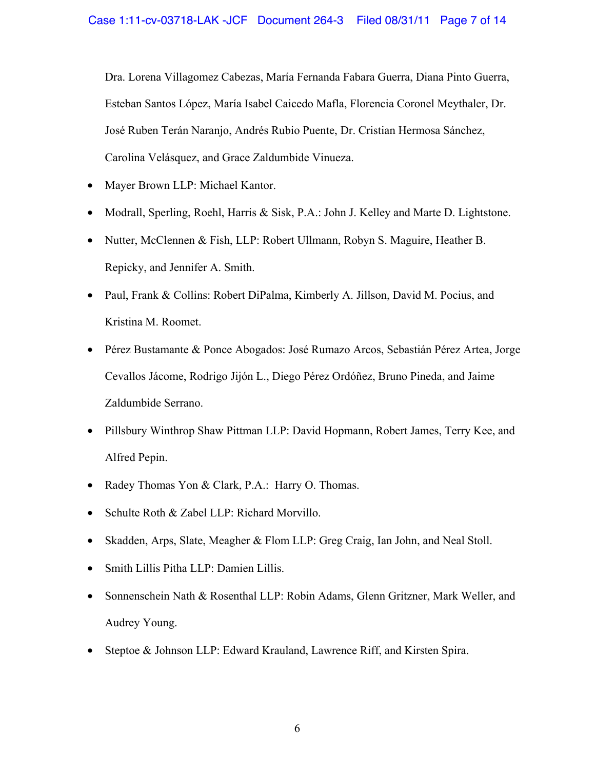Dra. Lorena Villagomez Cabezas, María Fernanda Fabara Guerra, Diana Pinto Guerra, Esteban Santos López, María Isabel Caicedo Mafla, Florencia Coronel Meythaler, Dr. José Ruben Terán Naranjo, Andrés Rubio Puente, Dr. Cristian Hermosa Sánchez, Carolina Velásquez, and Grace Zaldumbide Vinueza.

- Mayer Brown LLP: Michael Kantor.
- Modrall, Sperling, Roehl, Harris & Sisk, P.A.: John J. Kelley and Marte D. Lightstone.
- Nutter, McClennen & Fish, LLP: Robert Ullmann, Robyn S. Maguire, Heather B. Repicky, and Jennifer A. Smith.
- Paul, Frank & Collins: Robert DiPalma, Kimberly A. Jillson, David M. Pocius, and Kristina M. Roomet.
- Pérez Bustamante & Ponce Abogados: José Rumazo Arcos, Sebastián Pérez Artea, Jorge Cevallos Jácome, Rodrigo Jijón L., Diego Pérez Ordóñez, Bruno Pineda, and Jaime Zaldumbide Serrano.
- Pillsbury Winthrop Shaw Pittman LLP: David Hopmann, Robert James, Terry Kee, and Alfred Pepin.
- Radey Thomas Yon & Clark, P.A.: Harry O. Thomas.
- Schulte Roth & Zabel LLP: Richard Morvillo.
- Skadden, Arps, Slate, Meagher & Flom LLP: Greg Craig, Ian John, and Neal Stoll.
- Smith Lillis Pitha LLP: Damien Lillis.
- Sonnenschein Nath & Rosenthal LLP: Robin Adams, Glenn Gritzner, Mark Weller, and Audrey Young.
- Steptoe & Johnson LLP: Edward Krauland, Lawrence Riff, and Kirsten Spira.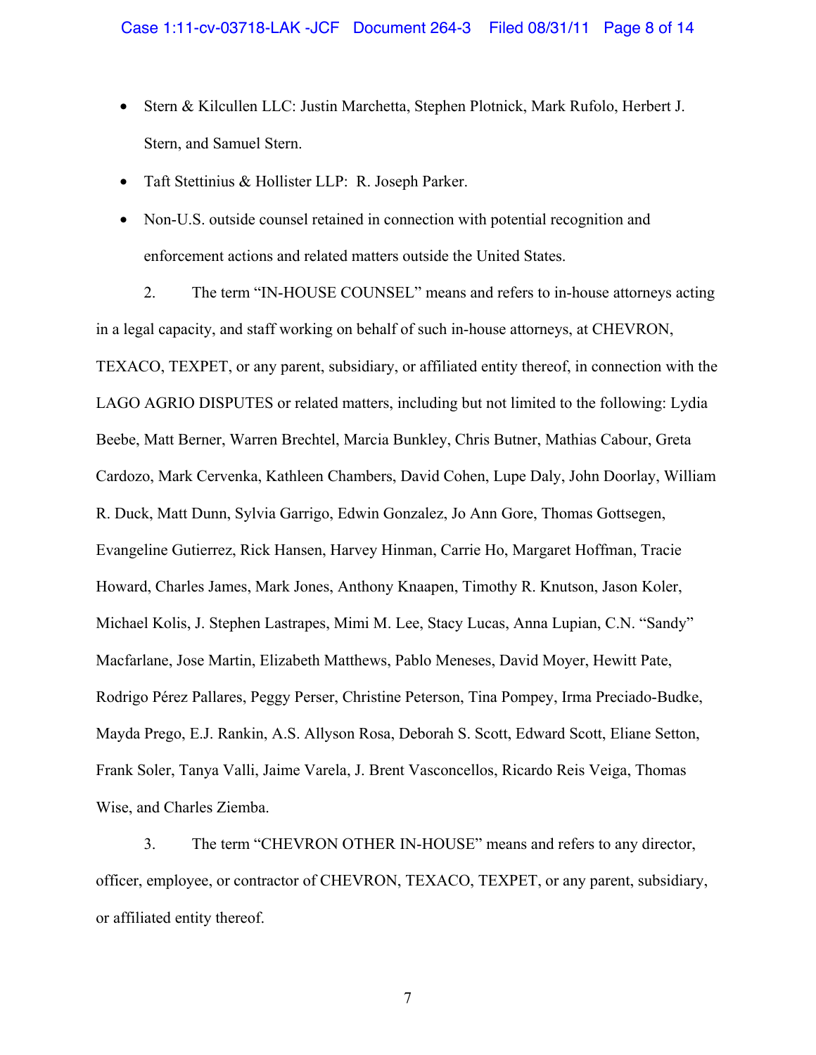- Stern & Kilcullen LLC: Justin Marchetta, Stephen Plotnick, Mark Rufolo, Herbert J. Stern, and Samuel Stern.
- Taft Stettinius & Hollister LLP: R. Joseph Parker.
- Non-U.S. outside counsel retained in connection with potential recognition and enforcement actions and related matters outside the United States.

2. The term "IN-HOUSE COUNSEL" means and refers to in-house attorneys acting in a legal capacity, and staff working on behalf of such in-house attorneys, at CHEVRON, TEXACO, TEXPET, or any parent, subsidiary, or affiliated entity thereof, in connection with the LAGO AGRIO DISPUTES or related matters, including but not limited to the following: Lydia Beebe, Matt Berner, Warren Brechtel, Marcia Bunkley, Chris Butner, Mathias Cabour, Greta Cardozo, Mark Cervenka, Kathleen Chambers, David Cohen, Lupe Daly, John Doorlay, William R. Duck, Matt Dunn, Sylvia Garrigo, Edwin Gonzalez, Jo Ann Gore, Thomas Gottsegen, Evangeline Gutierrez, Rick Hansen, Harvey Hinman, Carrie Ho, Margaret Hoffman, Tracie Howard, Charles James, Mark Jones, Anthony Knaapen, Timothy R. Knutson, Jason Koler, Michael Kolis, J. Stephen Lastrapes, Mimi M. Lee, Stacy Lucas, Anna Lupian, C.N. "Sandy" Macfarlane, Jose Martin, Elizabeth Matthews, Pablo Meneses, David Moyer, Hewitt Pate, Rodrigo Pérez Pallares, Peggy Perser, Christine Peterson, Tina Pompey, Irma Preciado-Budke, Mayda Prego, E.J. Rankin, A.S. Allyson Rosa, Deborah S. Scott, Edward Scott, Eliane Setton, Frank Soler, Tanya Valli, Jaime Varela, J. Brent Vasconcellos, Ricardo Reis Veiga, Thomas Wise, and Charles Ziemba.

3. The term "CHEVRON OTHER IN-HOUSE" means and refers to any director, officer, employee, or contractor of CHEVRON, TEXACO, TEXPET, or any parent, subsidiary, or affiliated entity thereof.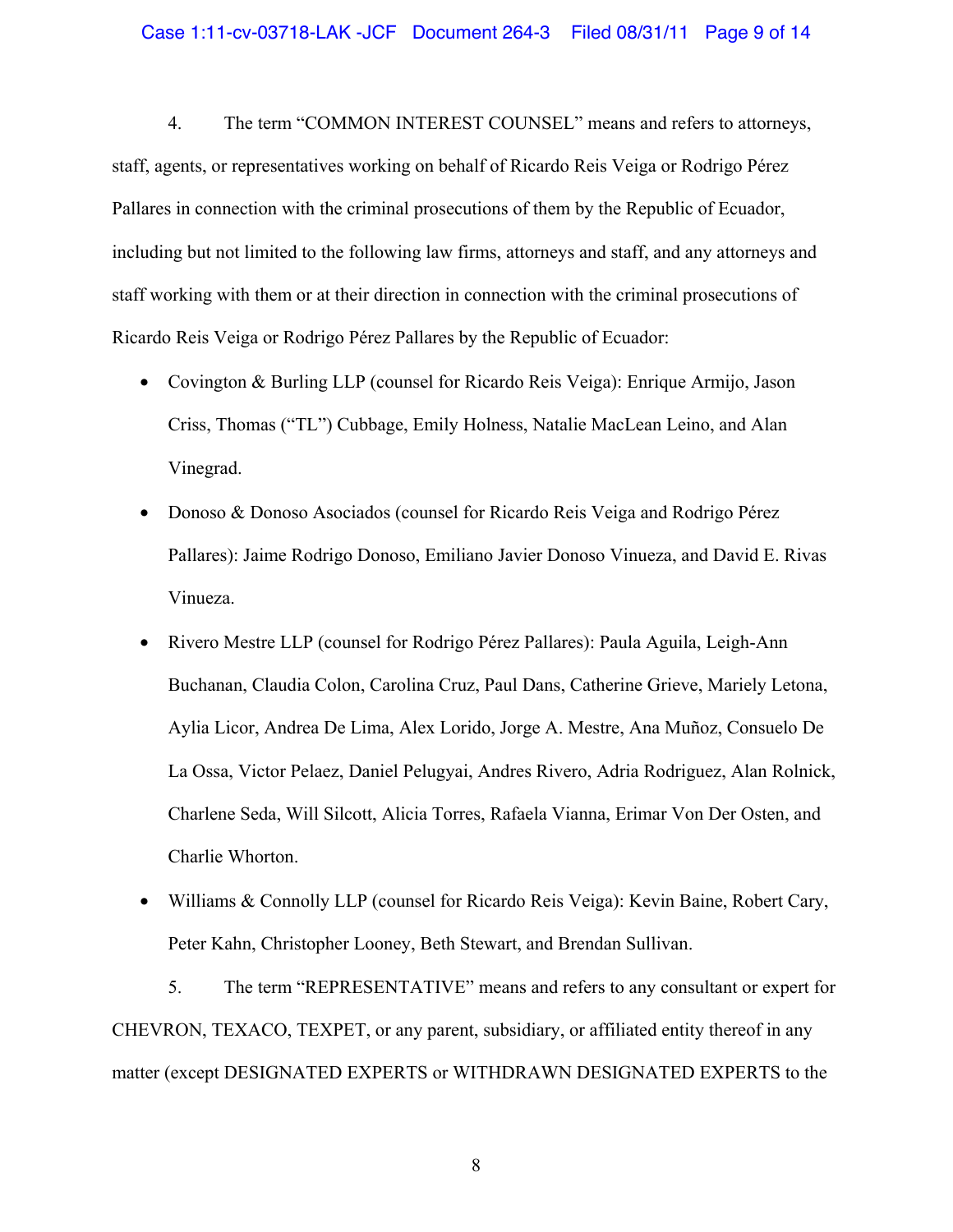4. The term "COMMON INTEREST COUNSEL" means and refers to attorneys, staff, agents, or representatives working on behalf of Ricardo Reis Veiga or Rodrigo Pérez Pallares in connection with the criminal prosecutions of them by the Republic of Ecuador, including but not limited to the following law firms, attorneys and staff, and any attorneys and staff working with them or at their direction in connection with the criminal prosecutions of Ricardo Reis Veiga or Rodrigo Pérez Pallares by the Republic of Ecuador:

- Covington & Burling LLP (counsel for Ricardo Reis Veiga): Enrique Armijo, Jason Criss, Thomas ("TL") Cubbage, Emily Holness, Natalie MacLean Leino, and Alan Vinegrad.
- Donoso & Donoso Asociados (counsel for Ricardo Reis Veiga and Rodrigo Pérez Pallares): Jaime Rodrigo Donoso, Emiliano Javier Donoso Vinueza, and David E. Rivas Vinueza.
- Rivero Mestre LLP (counsel for Rodrigo Pérez Pallares): Paula Aguila, Leigh-Ann Buchanan, Claudia Colon, Carolina Cruz, Paul Dans, Catherine Grieve, Mariely Letona, Aylia Licor, Andrea De Lima, Alex Lorido, Jorge A. Mestre, Ana Muñoz, Consuelo De La Ossa, Victor Pelaez, Daniel Pelugyai, Andres Rivero, Adria Rodriguez, Alan Rolnick, Charlene Seda, Will Silcott, Alicia Torres, Rafaela Vianna, Erimar Von Der Osten, and Charlie Whorton.
- Williams & Connolly LLP (counsel for Ricardo Reis Veiga): Kevin Baine, Robert Cary, Peter Kahn, Christopher Looney, Beth Stewart, and Brendan Sullivan.

5. The term "REPRESENTATIVE" means and refers to any consultant or expert for CHEVRON, TEXACO, TEXPET, or any parent, subsidiary, or affiliated entity thereof in any matter (except DESIGNATED EXPERTS or WITHDRAWN DESIGNATED EXPERTS to the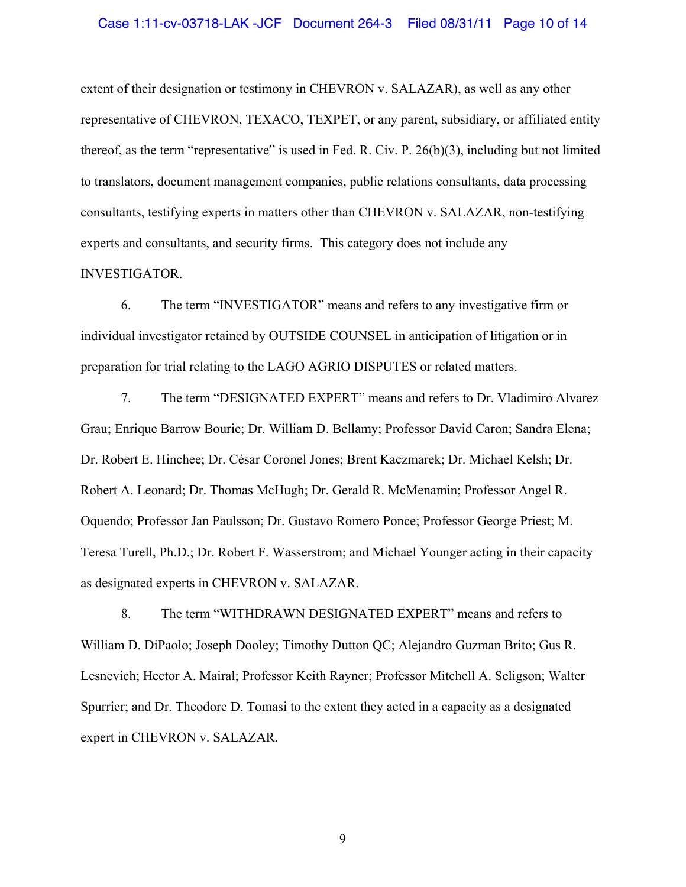extent of their designation or testimony in CHEVRON v. SALAZAR), as well as any other representative of CHEVRON, TEXACO, TEXPET, or any parent, subsidiary, or affiliated entity thereof, as the term "representative" is used in Fed. R. Civ. P. 26(b)(3), including but not limited to translators, document management companies, public relations consultants, data processing consultants, testifying experts in matters other than CHEVRON v. SALAZAR, non-testifying experts and consultants, and security firms. This category does not include any INVESTIGATOR.

6. The term "INVESTIGATOR" means and refers to any investigative firm or individual investigator retained by OUTSIDE COUNSEL in anticipation of litigation or in preparation for trial relating to the LAGO AGRIO DISPUTES or related matters.

7. The term "DESIGNATED EXPERT" means and refers to Dr. Vladimiro Alvarez Grau; Enrique Barrow Bourie; Dr. William D. Bellamy; Professor David Caron; Sandra Elena; Dr. Robert E. Hinchee; Dr. César Coronel Jones; Brent Kaczmarek; Dr. Michael Kelsh; Dr. Robert A. Leonard; Dr. Thomas McHugh; Dr. Gerald R. McMenamin; Professor Angel R. Oquendo; Professor Jan Paulsson; Dr. Gustavo Romero Ponce; Professor George Priest; M. Teresa Turell, Ph.D.; Dr. Robert F. Wasserstrom; and Michael Younger acting in their capacity as designated experts in CHEVRON v. SALAZAR.

8. The term "WITHDRAWN DESIGNATED EXPERT" means and refers to William D. DiPaolo; Joseph Dooley; Timothy Dutton QC; Alejandro Guzman Brito; Gus R. Lesnevich; Hector A. Mairal; Professor Keith Rayner; Professor Mitchell A. Seligson; Walter Spurrier; and Dr. Theodore D. Tomasi to the extent they acted in a capacity as a designated expert in CHEVRON v. SALAZAR.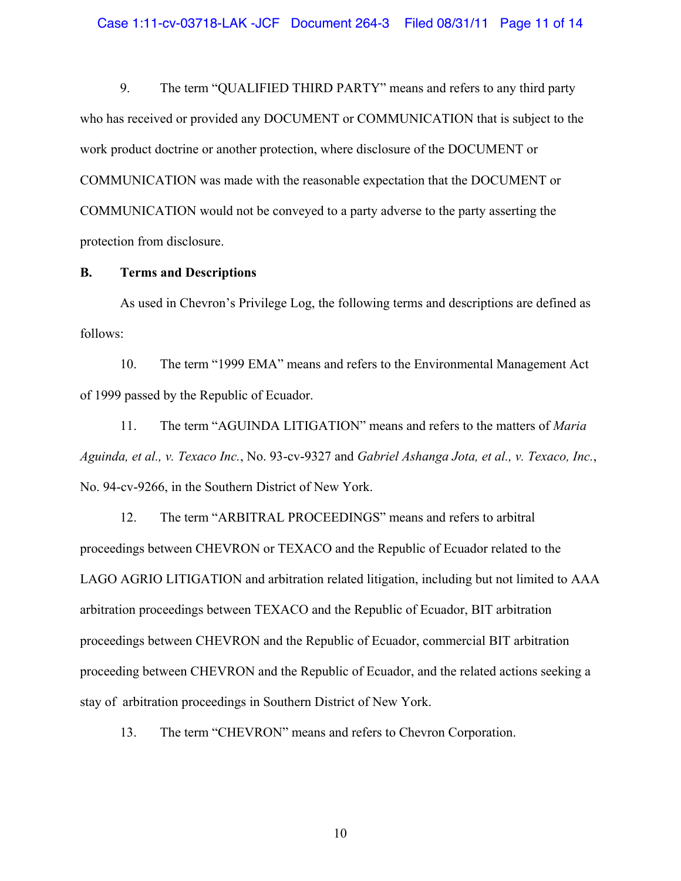9. The term "QUALIFIED THIRD PARTY" means and refers to any third party who has received or provided any DOCUMENT or COMMUNICATION that is subject to the work product doctrine or another protection, where disclosure of the DOCUMENT or COMMUNICATION was made with the reasonable expectation that the DOCUMENT or COMMUNICATION would not be conveyed to a party adverse to the party asserting the protection from disclosure.

**B. Terms and Descriptions**

As used in Chevron's Privilege Log, the following terms and descriptions are defined as follows:

10. The term "1999 EMA" means and refers to the Environmental Management Act of 1999 passed by the Republic of Ecuador.

11. The term "AGUINDA LITIGATION" means and refers to the matters of *Maria Aguinda, et al., v. Texaco Inc.*, No. 93-cv-9327 and *Gabriel Ashanga Jota, et al., v. Texaco, Inc.*, No. 94-cv-9266, in the Southern District of New York.

12. The term "ARBITRAL PROCEEDINGS" means and refers to arbitral proceedings between CHEVRON or TEXACO and the Republic of Ecuador related to the LAGO AGRIO LITIGATION and arbitration related litigation, including but not limited to AAA arbitration proceedings between TEXACO and the Republic of Ecuador, BIT arbitration proceedings between CHEVRON and the Republic of Ecuador, commercial BIT arbitration proceeding between CHEVRON and the Republic of Ecuador, and the related actions seeking a stay of arbitration proceedings in Southern District of New York.

13. The term "CHEVRON" means and refers to Chevron Corporation.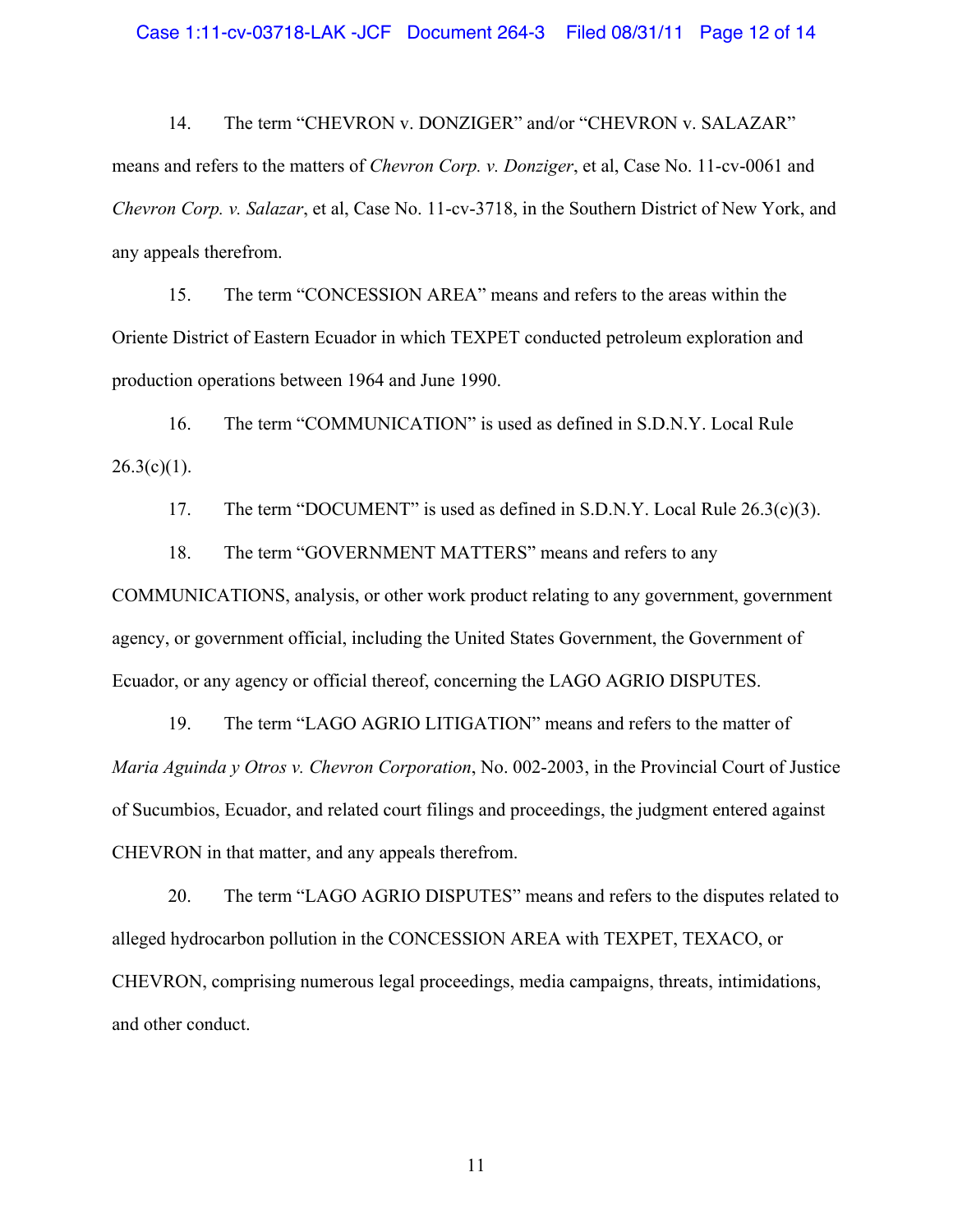14. The term "CHEVRON v. DONZIGER" and/or "CHEVRON v. SALAZAR" means and refers to the matters of *Chevron Corp. v. Donziger*, et al, Case No. 11-cv-0061 and *Chevron Corp. v. Salazar*, et al, Case No. 11-cv-3718, in the Southern District of New York, and any appeals therefrom.

15. The term "CONCESSION AREA" means and refers to the areas within the Oriente District of Eastern Ecuador in which TEXPET conducted petroleum exploration and production operations between 1964 and June 1990.

16. The term "COMMUNICATION" is used as defined in S.D.N.Y. Local Rule 26.3(c)(1).

17. The term "DOCUMENT" is used as defined in S.D.N.Y. Local Rule 26.3(c)(3).

18. The term "GOVERNMENT MATTERS" means and refers to any COMMUNICATIONS, analysis, or other work product relating to any government, government agency, or government official, including the United States Government, the Government of Ecuador, or any agency or official thereof, concerning the LAGO AGRIO DISPUTES.

19. The term "LAGO AGRIO LITIGATION" means and refers to the matter of *Maria Aguinda y Otros v. Chevron Corporation*, No. 002-2003, in the Provincial Court of Justice of Sucumbios, Ecuador, and related court filings and proceedings, the judgment entered against CHEVRON in that matter, and any appeals therefrom.

20. The term "LAGO AGRIO DISPUTES" means and refers to the disputes related to alleged hydrocarbon pollution in the CONCESSION AREA with TEXPET, TEXACO, or CHEVRON, comprising numerous legal proceedings, media campaigns, threats, intimidations, and other conduct.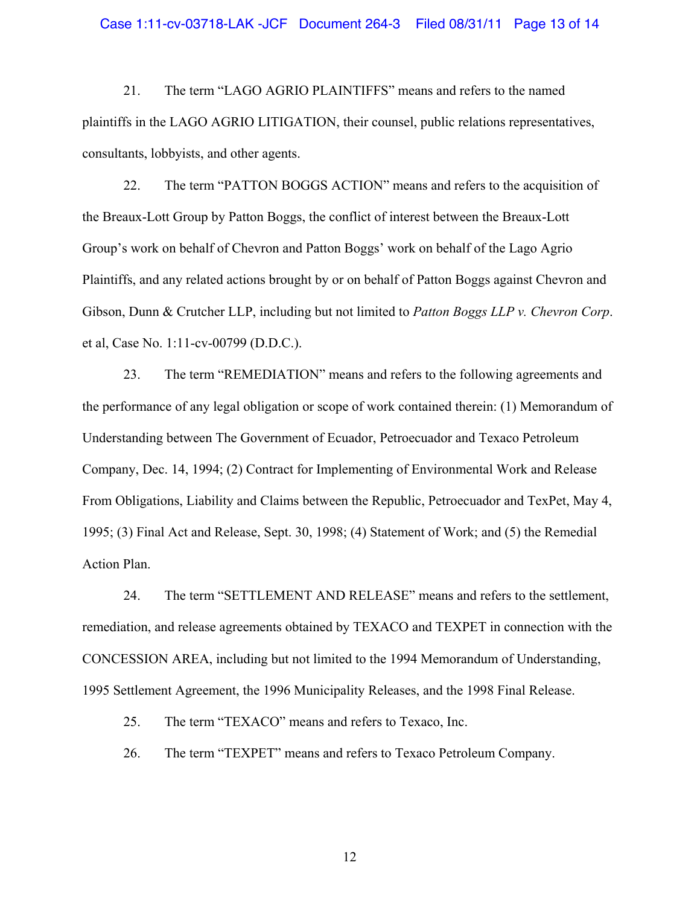21. The term "LAGO AGRIO PLAINTIFFS" means and refers to the named plaintiffs in the LAGO AGRIO LITIGATION, their counsel, public relations representatives, consultants, lobbyists, and other agents.

22. The term "PATTON BOGGS ACTION" means and refers to the acquisition of the Breaux-Lott Group by Patton Boggs, the conflict of interest between the Breaux-Lott Group's work on behalf of Chevron and Patton Boggs' work on behalf of the Lago Agrio Plaintiffs, and any related actions brought by or on behalf of Patton Boggs against Chevron and Gibson, Dunn & Crutcher LLP, including but not limited to *Patton Boggs LLP v. Chevron Corp*. et al, Case No. 1:11-cv-00799 (D.D.C.).

23. The term "REMEDIATION" means and refers to the following agreements and the performance of any legal obligation or scope of work contained therein: (1) Memorandum of Understanding between The Government of Ecuador, Petroecuador and Texaco Petroleum Company, Dec. 14, 1994; (2) Contract for Implementing of Environmental Work and Release From Obligations, Liability and Claims between the Republic, Petroecuador and TexPet, May 4, 1995; (3) Final Act and Release, Sept. 30, 1998; (4) Statement of Work; and (5) the Remedial Action Plan.

24. The term "SETTLEMENT AND RELEASE" means and refers to the settlement, remediation, and release agreements obtained by TEXACO and TEXPET in connection with the CONCESSION AREA, including but not limited to the 1994 Memorandum of Understanding, 1995 Settlement Agreement, the 1996 Municipality Releases, and the 1998 Final Release.

25. The term "TEXACO" means and refers to Texaco, Inc.

26. The term "TEXPET" means and refers to Texaco Petroleum Company.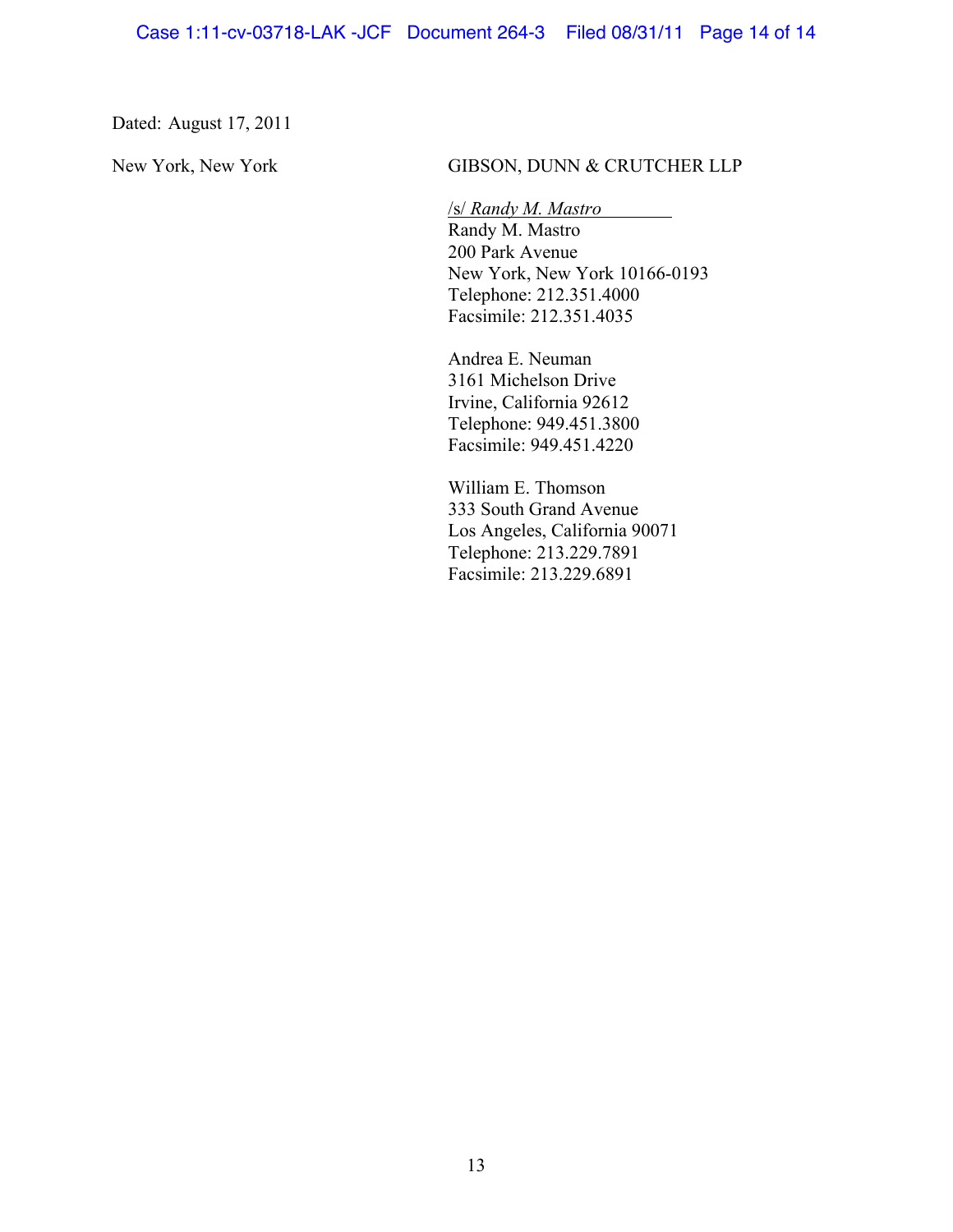Dated: August 17, 2011

New York, New York

GIBSON, DUNN & CRUTCHER LLP

/s/ *Randy M. Mastro*
Randy M. Mastro
200 Park Avenue
New York, New York 10166-0193
Telephone: 212.351.4000
Facsimile: 212.351.4035

Andrea E. Neuman
3161 Michelson Drive
Irvine, California 92612
Telephone: 949.451.3800
Facsimile: 949.451.4220

William E. Thomson
333 South Grand Avenue
Los Angeles, California 90071
Telephone: 213.229.7891
Facsimile: 213.229.6891